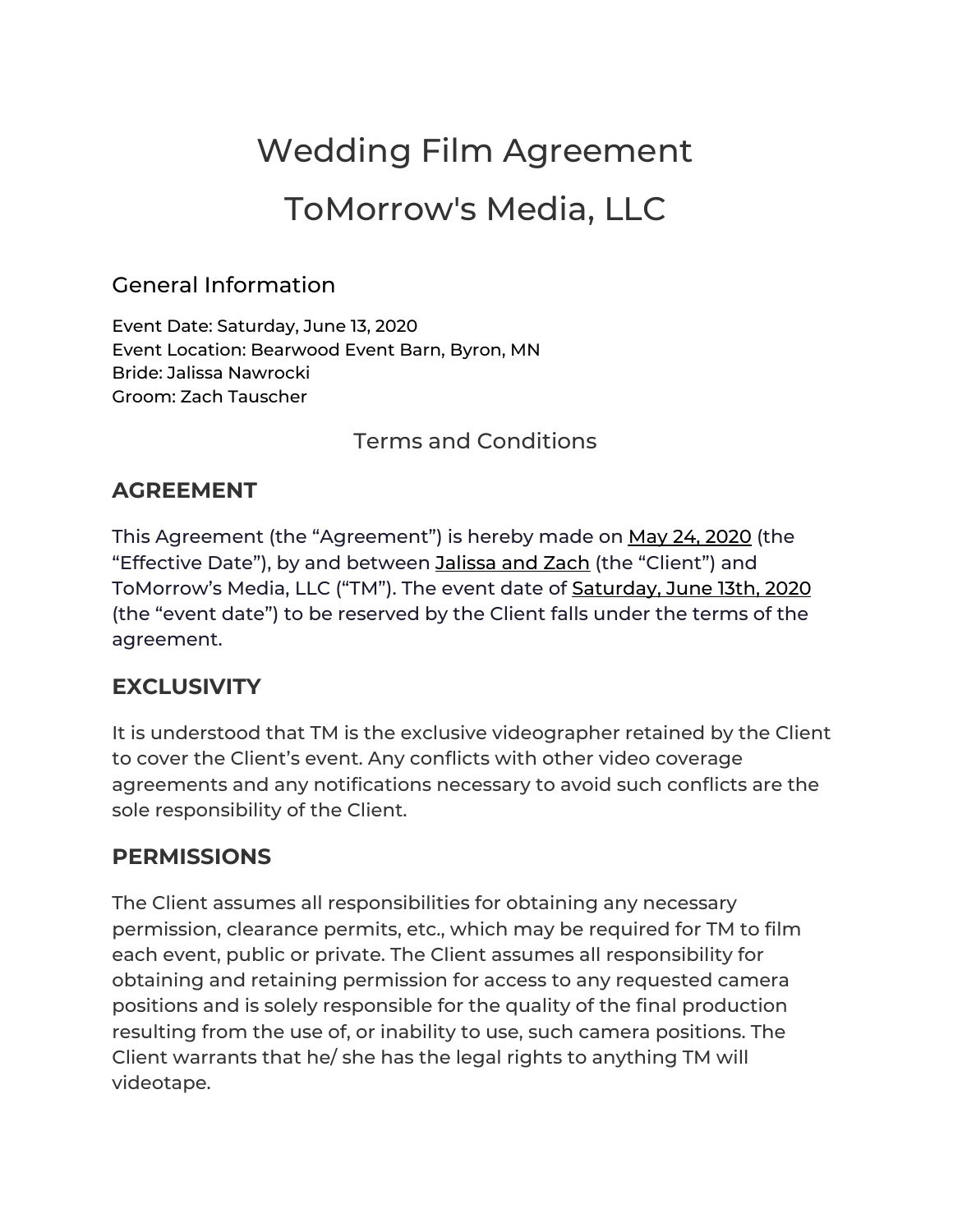# Wedding Film Agreement

# ToMorrow's Media, LLC

## General Information

Event Date: Saturday, June 13, 2020
Event Location: Bearwood Event Barn, Byron, MN
Bride: Jalissa Nawrocki
Groom: Zach Tauscher

### Terms and Conditions

## AGREEMENT

This Agreement (the "Agreement") is hereby made on May 24, 2020 (the "Effective Date"), by and between Jalissa and Zach (the "Client") and ToMorrow's Media, LLC ("TM"). The event date of Saturday, June 13th, 2020 (the "event date") to be reserved by the Client falls under the terms of the agreement.

## EXCLUSIVITY

It is understood that TM is the exclusive videographer retained by the Client to cover the Client's event. Any conflicts with other video coverage agreements and any notifications necessary to avoid such conflicts are the sole responsibility of the Client.

## PERMISSIONS

The Client assumes all responsibilities for obtaining any necessary permission, clearance permits, etc., which may be required for TM to film each event, public or private. The Client assumes all responsibility for obtaining and retaining permission for access to any requested camera positions and is solely responsible for the quality of the final production resulting from the use of, or inability to use, such camera positions. The Client warrants that he/ she has the legal rights to anything TM will videotape.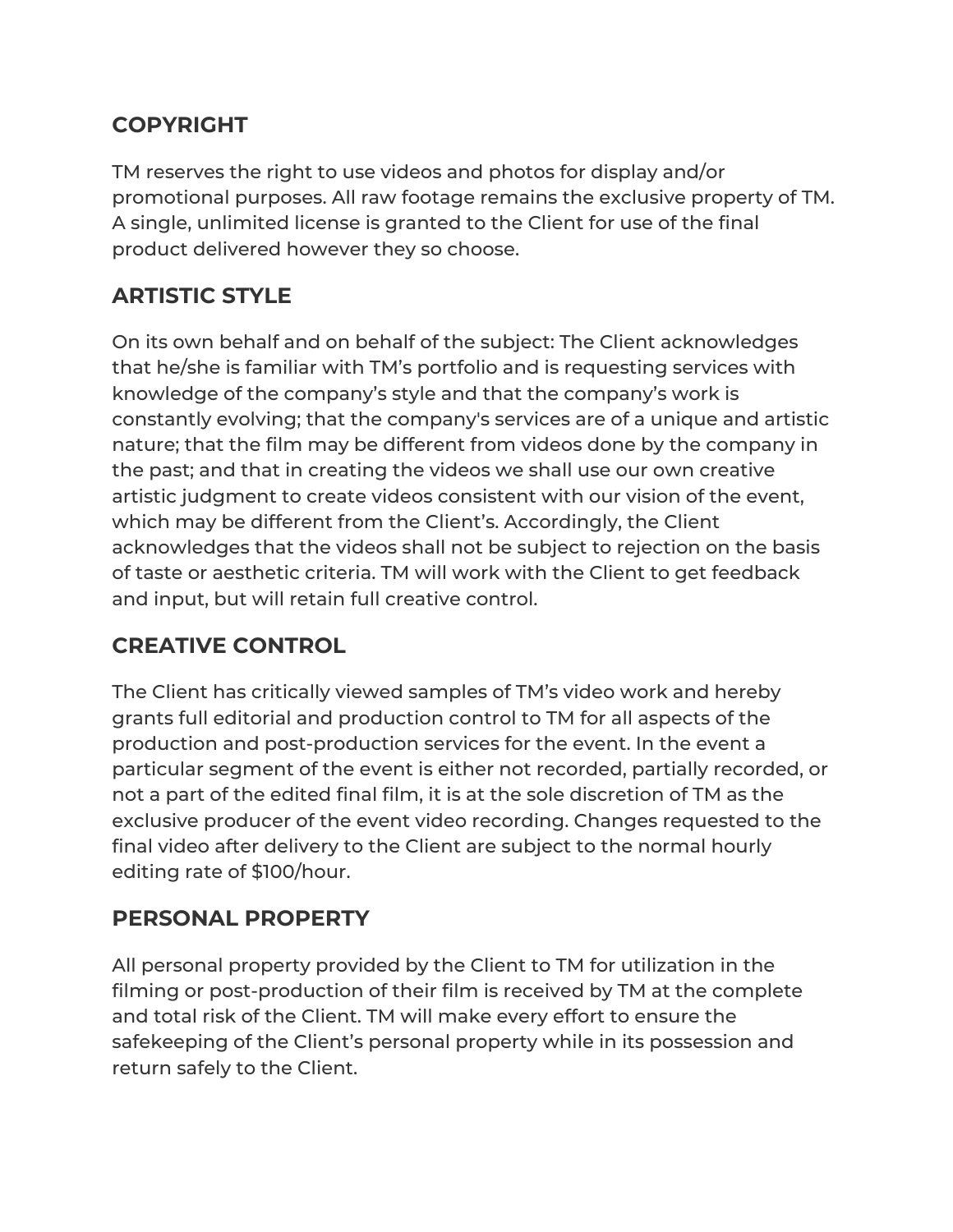## COPYRIGHT

TM reserves the right to use videos and photos for display and/or promotional purposes. All raw footage remains the exclusive property of TM. A single, unlimited license is granted to the Client for use of the final product delivered however they so choose.

## ARTISTIC STYLE

On its own behalf and on behalf of the subject: The Client acknowledges that he/she is familiar with TM's portfolio and is requesting services with knowledge of the company's style and that the company's work is constantly evolving; that the company's services are of a unique and artistic nature; that the film may be different from videos done by the company in the past; and that in creating the videos we shall use our own creative artistic judgment to create videos consistent with our vision of the event, which may be different from the Client's. Accordingly, the Client acknowledges that the videos shall not be subject to rejection on the basis of taste or aesthetic criteria. TM will work with the Client to get feedback and input, but will retain full creative control.

## CREATIVE CONTROL

The Client has critically viewed samples of TM's video work and hereby grants full editorial and production control to TM for all aspects of the production and post-production services for the event. In the event a particular segment of the event is either not recorded, partially recorded, or not a part of the edited final film, it is at the sole discretion of TM as the exclusive producer of the event video recording. Changes requested to the final video after delivery to the Client are subject to the normal hourly editing rate of $100/hour.

## PERSONAL PROPERTY

All personal property provided by the Client to TM for utilization in the filming or post-production of their film is received by TM at the complete and total risk of the Client. TM will make every effort to ensure the safekeeping of the Client's personal property while in its possession and return safely to the Client.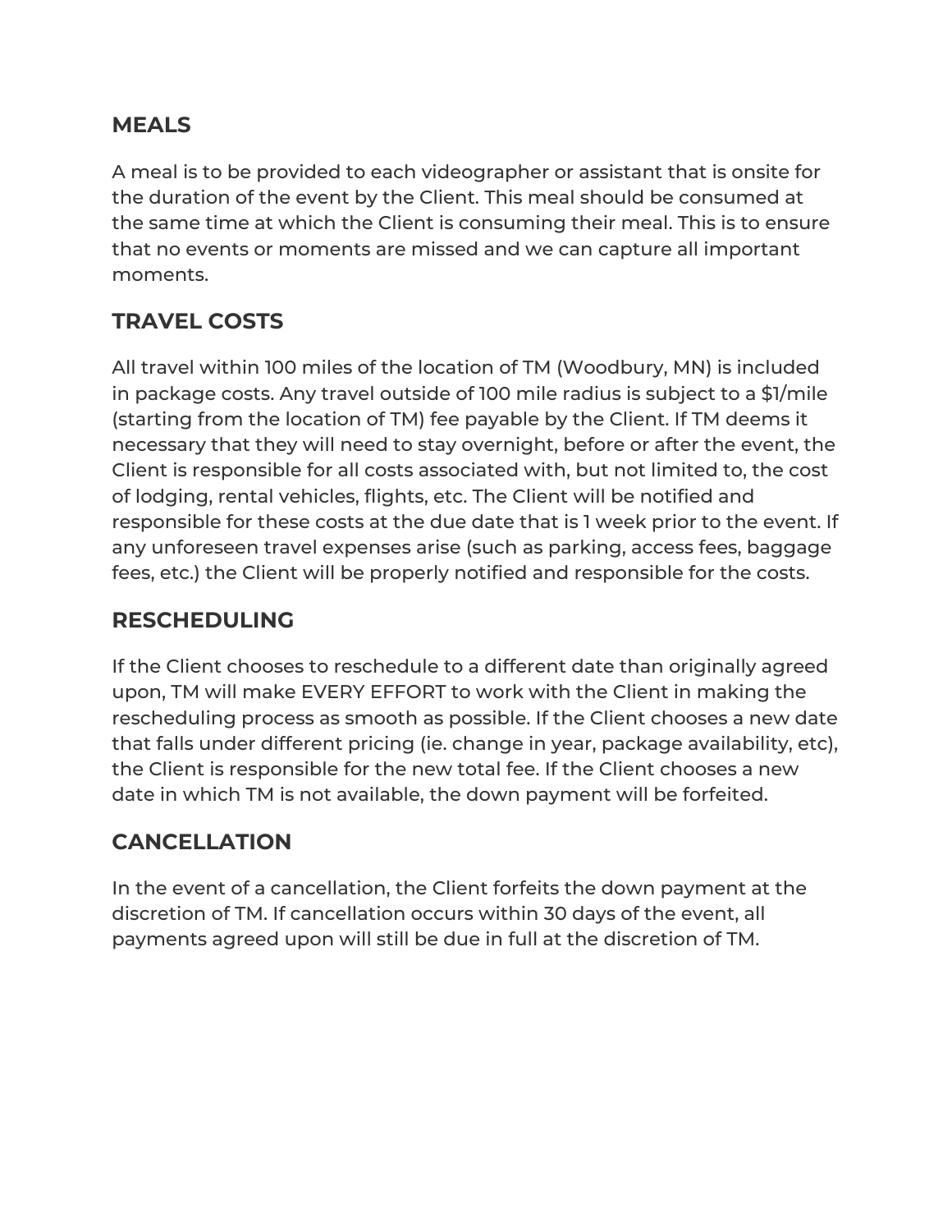## MEALS

A meal is to be provided to each videographer or assistant that is onsite for the duration of the event by the Client. This meal should be consumed at the same time at which the Client is consuming their meal. This is to ensure that no events or moments are missed and we can capture all important moments.

## TRAVEL COSTS

All travel within 100 miles of the location of TM (Woodbury, MN) is included in package costs. Any travel outside of 100 mile radius is subject to a $1/mile (starting from the location of TM) fee payable by the Client. If TM deems it necessary that they will need to stay overnight, before or after the event, the Client is responsible for all costs associated with, but not limited to, the cost of lodging, rental vehicles, flights, etc. The Client will be notified and responsible for these costs at the due date that is 1 week prior to the event. If any unforeseen travel expenses arise (such as parking, access fees, baggage fees, etc.) the Client will be properly notified and responsible for the costs.

## RESCHEDULING

If the Client chooses to reschedule to a different date than originally agreed upon, TM will make EVERY EFFORT to work with the Client in making the rescheduling process as smooth as possible. If the Client chooses a new date that falls under different pricing (ie. change in year, package availability, etc), the Client is responsible for the new total fee. If the Client chooses a new date in which TM is not available, the down payment will be forfeited.

## CANCELLATION

In the event of a cancellation, the Client forfeits the down payment at the discretion of TM. If cancellation occurs within 30 days of the event, all payments agreed upon will still be due in full at the discretion of TM.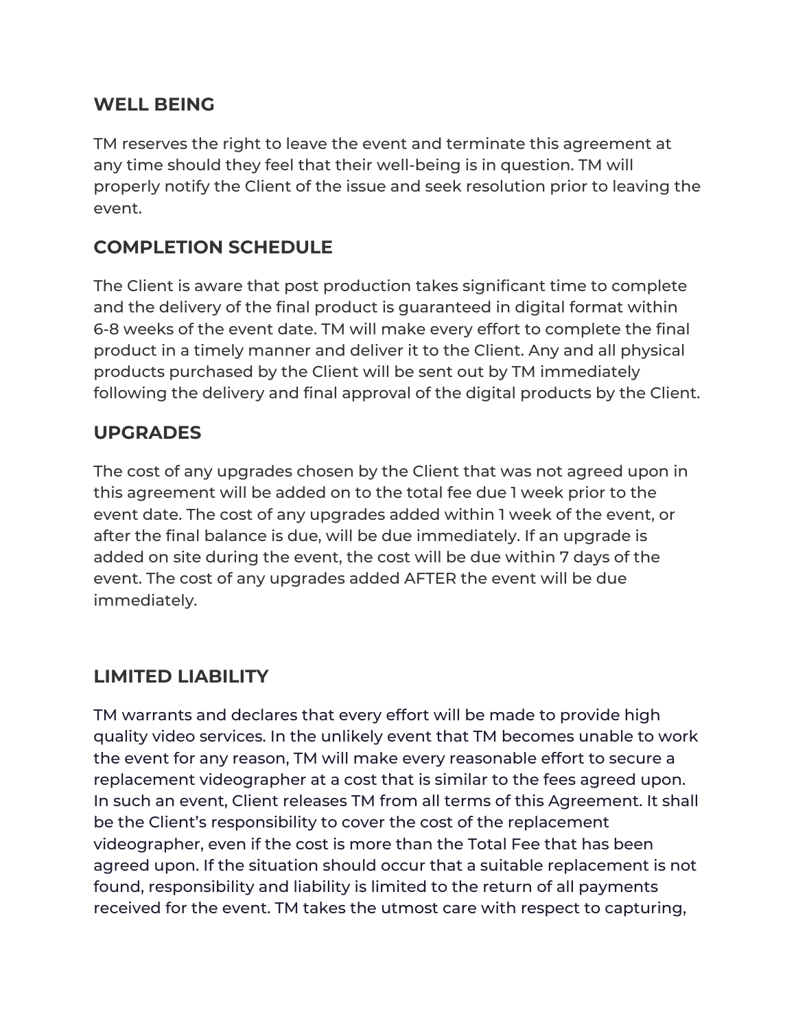## WELL BEING

TM reserves the right to leave the event and terminate this agreement at any time should they feel that their well-being is in question. TM will properly notify the Client of the issue and seek resolution prior to leaving the event.

## COMPLETION SCHEDULE

The Client is aware that post production takes significant time to complete and the delivery of the final product is guaranteed in digital format within 6-8 weeks of the event date. TM will make every effort to complete the final product in a timely manner and deliver it to the Client. Any and all physical products purchased by the Client will be sent out by TM immediately following the delivery and final approval of the digital products by the Client.

## UPGRADES

The cost of any upgrades chosen by the Client that was not agreed upon in this agreement will be added on to the total fee due 1 week prior to the event date. The cost of any upgrades added within 1 week of the event, or after the final balance is due, will be due immediately. If an upgrade is added on site during the event, the cost will be due within 7 days of the event. The cost of any upgrades added AFTER the event will be due immediately.

## LIMITED LIABILITY

TM warrants and declares that every effort will be made to provide high quality video services. In the unlikely event that TM becomes unable to work the event for any reason, TM will make every reasonable effort to secure a replacement videographer at a cost that is similar to the fees agreed upon. In such an event, Client releases TM from all terms of this Agreement. It shall be the Client's responsibility to cover the cost of the replacement videographer, even if the cost is more than the Total Fee that has been agreed upon. If the situation should occur that a suitable replacement is not found, responsibility and liability is limited to the return of all payments received for the event. TM takes the utmost care with respect to capturing,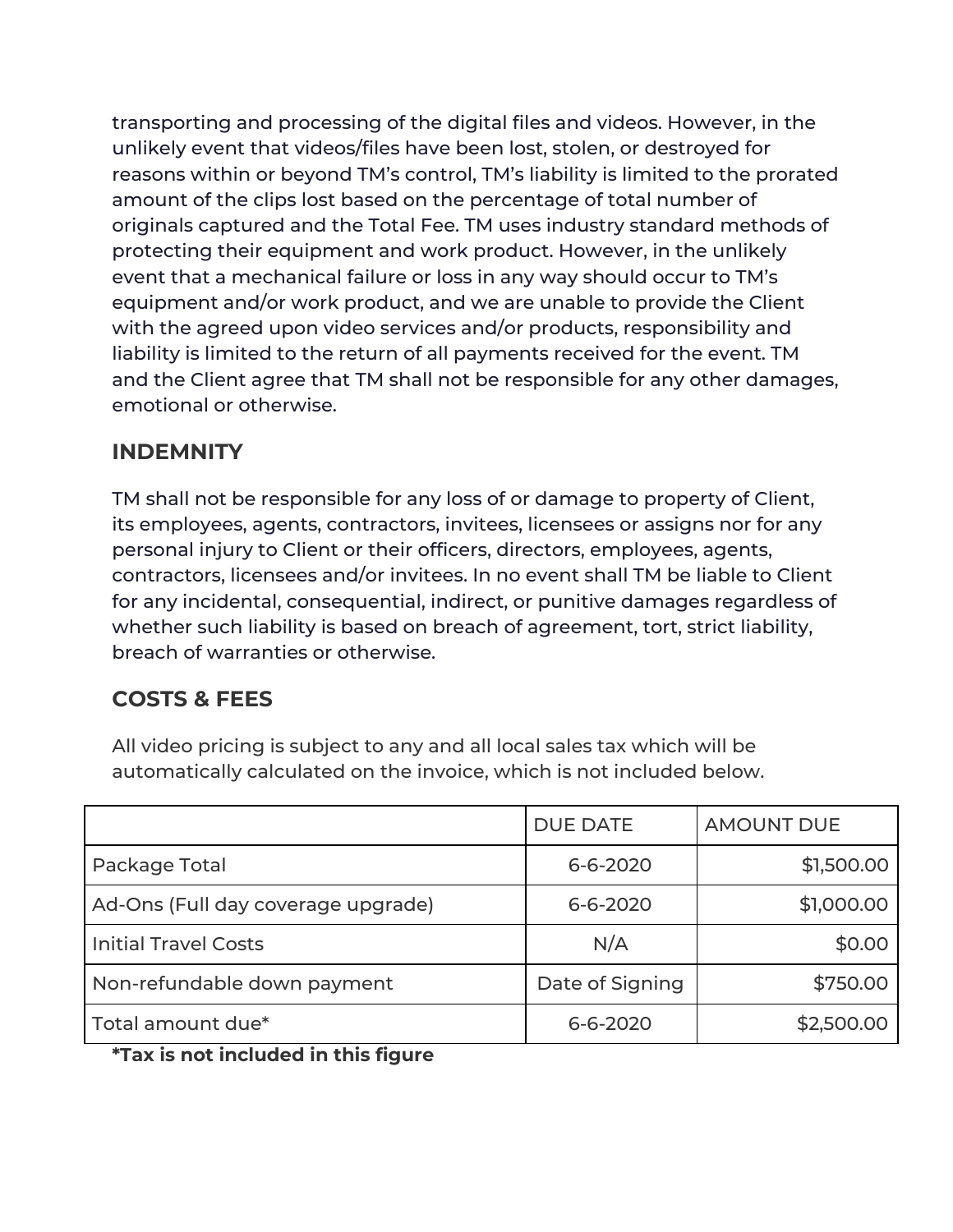transporting and processing of the digital files and videos. However, in the unlikely event that videos/files have been lost, stolen, or destroyed for reasons within or beyond TM's control, TM's liability is limited to the prorated amount of the clips lost based on the percentage of total number of originals captured and the Total Fee. TM uses industry standard methods of protecting their equipment and work product. However, in the unlikely event that a mechanical failure or loss in any way should occur to TM's equipment and/or work product, and we are unable to provide the Client with the agreed upon video services and/or products, responsibility and liability is limited to the return of all payments received for the event. TM and the Client agree that TM shall not be responsible for any other damages, emotional or otherwise.

## INDEMNITY

TM shall not be responsible for any loss of or damage to property of Client, its employees, agents, contractors, invitees, licensees or assigns nor for any personal injury to Client or their officers, directors, employees, agents, contractors, licensees and/or invitees. In no event shall TM be liable to Client for any incidental, consequential, indirect, or punitive damages regardless of whether such liability is based on breach of agreement, tort, strict liability, breach of warranties or otherwise.

## COSTS & FEES

All video pricing is subject to any and all local sales tax which will be automatically calculated on the invoice, which is not included below.

| | DUE DATE | AMOUNT DUE |
|---|---|---|
| Package Total | 6-6-2020 | $1,500.00 |
| Ad-Ons (Full day coverage upgrade) | 6-6-2020 | $1,000.00 |
| Initial Travel Costs | N/A | $0.00 |
| Non-refundable down payment | Date of Signing | $750.00 |
| Total amount due* | 6-6-2020 | $2,500.00 |

**\*Tax is not included in this figure**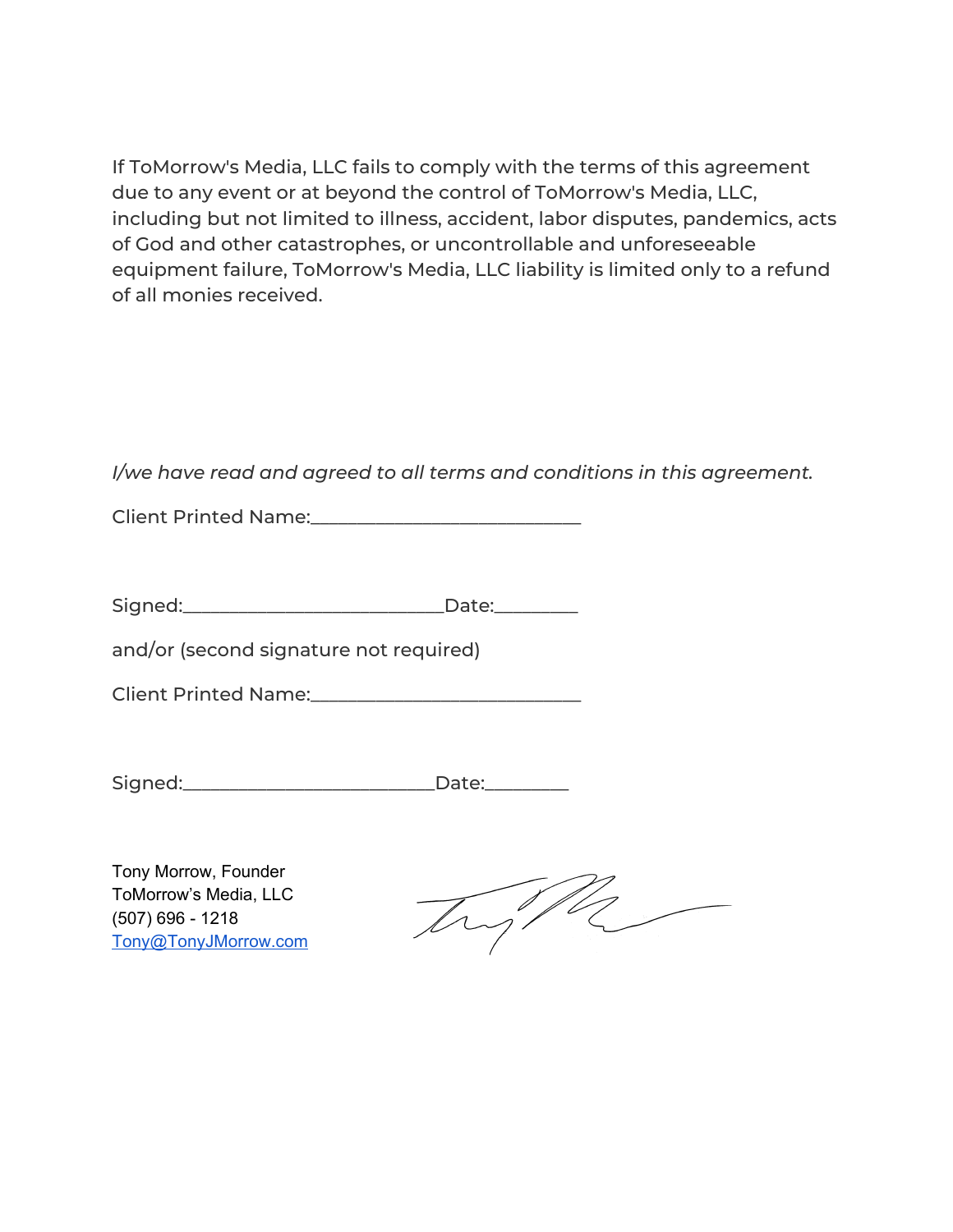If ToMorrow's Media, LLC fails to comply with the terms of this agreement due to any event or at beyond the control of ToMorrow's Media, LLC, including but not limited to illness, accident, labor disputes, pandemics, acts of God and other catastrophes, or uncontrollable and unforeseeable equipment failure, ToMorrow's Media, LLC liability is limited only to a refund of all monies received.

*I/we have read and agreed to all terms and conditions in this agreement.*

Client Printed Name:___________________________

Signed:_________________________Date:________

and/or (second signature not required)

Client Printed Name:___________________________

Signed:_________________________Date:________

Tony Morrow, Founder
ToMorrow's Media, LLC
(507) 696 - 1218
Tony@TonyJMorrow.com